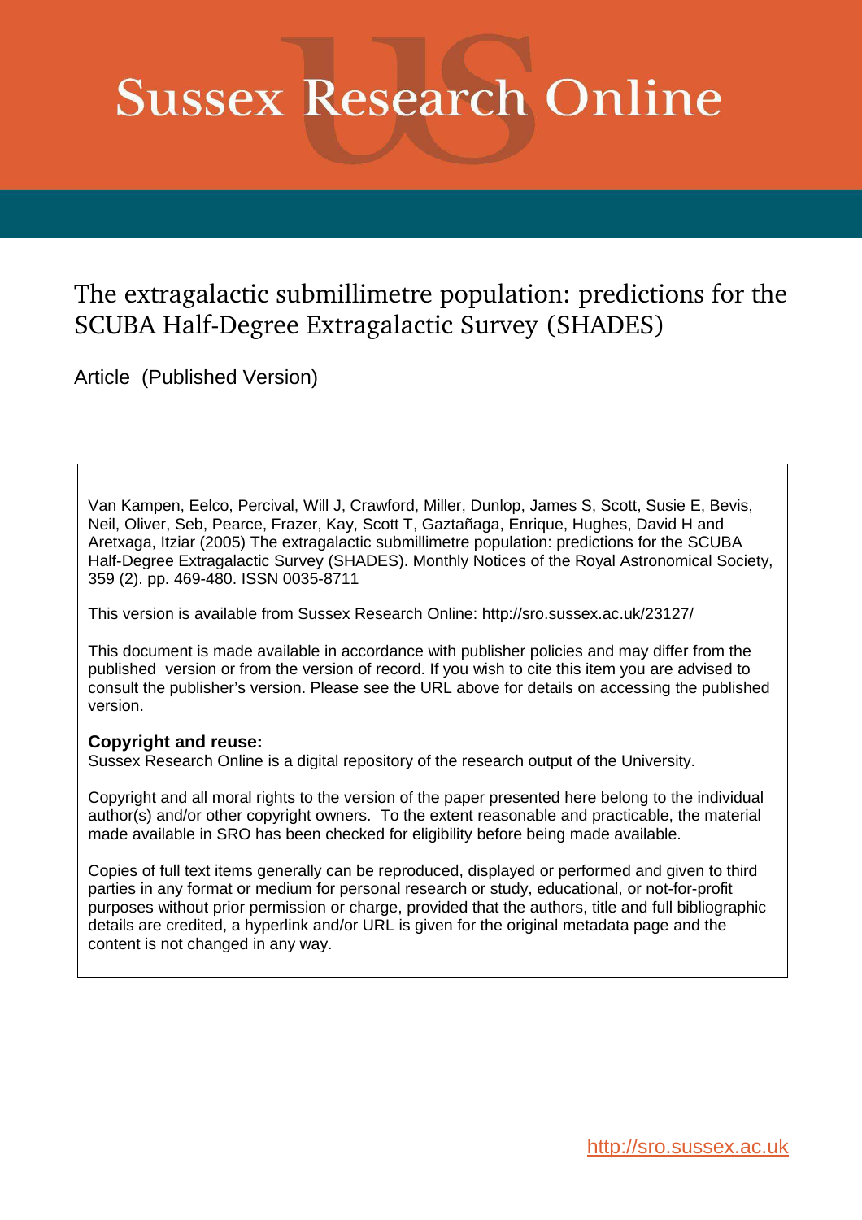# Sussex Research Online

## The extragalactic submillimetre population: predictions for the SCUBA Half-Degree Extragalactic Survey (SHADES)

Article (Published Version)

Van Kampen, Eelco, Percival, Will J, Crawford, Miller, Dunlop, James S, Scott, Susie E, Bevis, Neil, Oliver, Seb, Pearce, Frazer, Kay, Scott T, Gaztañaga, Enrique, Hughes, David H and Aretxaga, Itziar (2005) The extragalactic submillimetre population: predictions for the SCUBA Half-Degree Extragalactic Survey (SHADES). Monthly Notices of the Royal Astronomical Society, 359 (2). pp. 469-480. ISSN 0035-8711

This version is available from Sussex Research Online: http://sro.sussex.ac.uk/23127/

This document is made available in accordance with publisher policies and may differ from the published version or from the version of record. If you wish to cite this item you are advised to consult the publisher's version. Please see the URL above for details on accessing the published version.

**Copyright and reuse:**
Sussex Research Online is a digital repository of the research output of the University.

Copyright and all moral rights to the version of the paper presented here belong to the individual author(s) and/or other copyright owners. To the extent reasonable and practicable, the material made available in SRO has been checked for eligibility before being made available.

Copies of full text items generally can be reproduced, displayed or performed and given to third parties in any format or medium for personal research or study, educational, or not-for-profit purposes without prior permission or charge, provided that the authors, title and full bibliographic details are credited, a hyperlink and/or URL is given for the original metadata page and the content is not changed in any way.

http://sro.sussex.ac.uk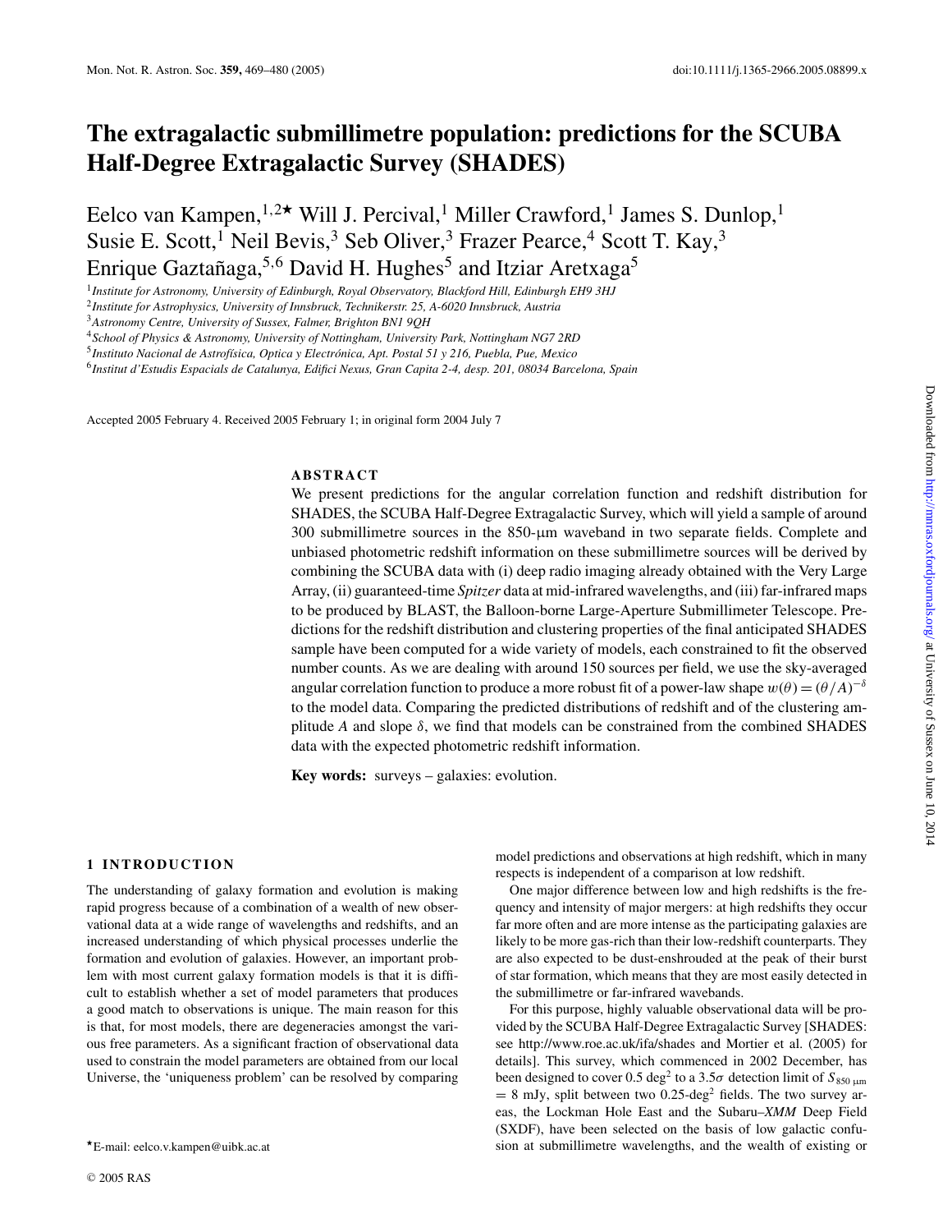# The extragalactic submillimetre population: predictions for the SCUBA Half-Degree Extragalactic Survey (SHADES)

Eelco van Kampen,[1,2★] Will J. Percival,[1] Miller Crawford,[1] James S. Dunlop,[1] Susie E. Scott,[1] Neil Bevis,[3] Seb Oliver,[3] Frazer Pearce,[4] Scott T. Kay,[3] Enrique Gaztañaga,[5,6] David H. Hughes[5] and Itziar Aretxaga[5]

[1] *Institute for Astronomy, University of Edinburgh, Royal Observatory, Blackford Hill, Edinburgh EH9 3HJ*
[2] *Institute for Astrophysics, University of Innsbruck, Technikerstr. 25, A-6020 Innsbruck, Austria*
[3] *Astronomy Centre, University of Sussex, Falmer, Brighton BN1 9QH*
[4] *School of Physics & Astronomy, University of Nottingham, University Park, Nottingham NG7 2RD*
[5] *Instituto Nacional de Astrofísica, Optica y Electrónica, Apt. Postal 51 y 216, Puebla, Pue, Mexico*
[6] *Institut d'Estudis Espacials de Catalunya, Edifici Nexus, Gran Capita 2-4, desp. 201, 08034 Barcelona, Spain*

Accepted 2005 February 4. Received 2005 February 1; in original form 2004 July 7

## ABSTRACT

We present predictions for the angular correlation function and redshift distribution for SHADES, the SCUBA Half-Degree Extragalactic Survey, which will yield a sample of around 300 submillimetre sources in the 850-μm waveband in two separate fields. Complete and unbiased photometric redshift information on these submillimetre sources will be derived by combining the SCUBA data with (i) deep radio imaging already obtained with the Very Large Array, (ii) guaranteed-time *Spitzer* data at mid-infrared wavelengths, and (iii) far-infrared maps to be produced by BLAST, the Balloon-borne Large-Aperture Submillimeter Telescope. Predictions for the redshift distribution and clustering properties of the final anticipated SHADES sample have been computed for a wide variety of models, each constrained to fit the observed number counts. As we are dealing with around 150 sources per field, we use the sky-averaged angular correlation function to produce a more robust fit of a power-law shape $w(\theta) = (\theta/A)^{-\delta}$ to the model data. Comparing the predicted distributions of redshift and of the clustering amplitude $A$ and slope $\delta$, we find that models can be constrained from the combined SHADES data with the expected photometric redshift information.

**Key words:** surveys – galaxies: evolution.

## 1 INTRODUCTION

The understanding of galaxy formation and evolution is making rapid progress because of a combination of a wealth of new observational data at a wide range of wavelengths and redshifts, and an increased understanding of which physical processes underlie the formation and evolution of galaxies. However, an important problem with most current galaxy formation models is that it is difficult to establish whether a set of model parameters that produces a good match to observations is unique. The main reason for this is that, for most models, there are degeneracies amongst the various free parameters. As a significant fraction of observational data used to constrain the model parameters are obtained from our local Universe, the 'uniqueness problem' can be resolved by comparing model predictions and observations at high redshift, which in many respects is independent of a comparison at low redshift.

One major difference between low and high redshifts is the frequency and intensity of major mergers: at high redshifts they occur far more often and are more intense as the participating galaxies are likely to be more gas-rich than their low-redshift counterparts. They are also expected to be dust-enshrouded at the peak of their burst of star formation, which means that they are most easily detected in the submillimetre or far-infrared wavebands.

For this purpose, highly valuable observational data will be provided by the SCUBA Half-Degree Extragalactic Survey [SHADES: see http://www.roe.ac.uk/ifa/shades and Mortier et al. (2005) for details]. This survey, which commenced in 2002 December, has been designed to cover 0.5 deg$^2$ to a 3.5$\sigma$ detection limit of $S_{850\,\mu\mathrm{m}} = 8$ mJy, split between two 0.25-deg$^2$ fields. The two survey areas, the Lockman Hole East and the Subaru–*XMM* Deep Field (SXDF), have been selected on the basis of low galactic confusion at submillimetre wavelengths, and the wealth of existing or

★E-mail: eelco.v.kampen@uibk.ac.at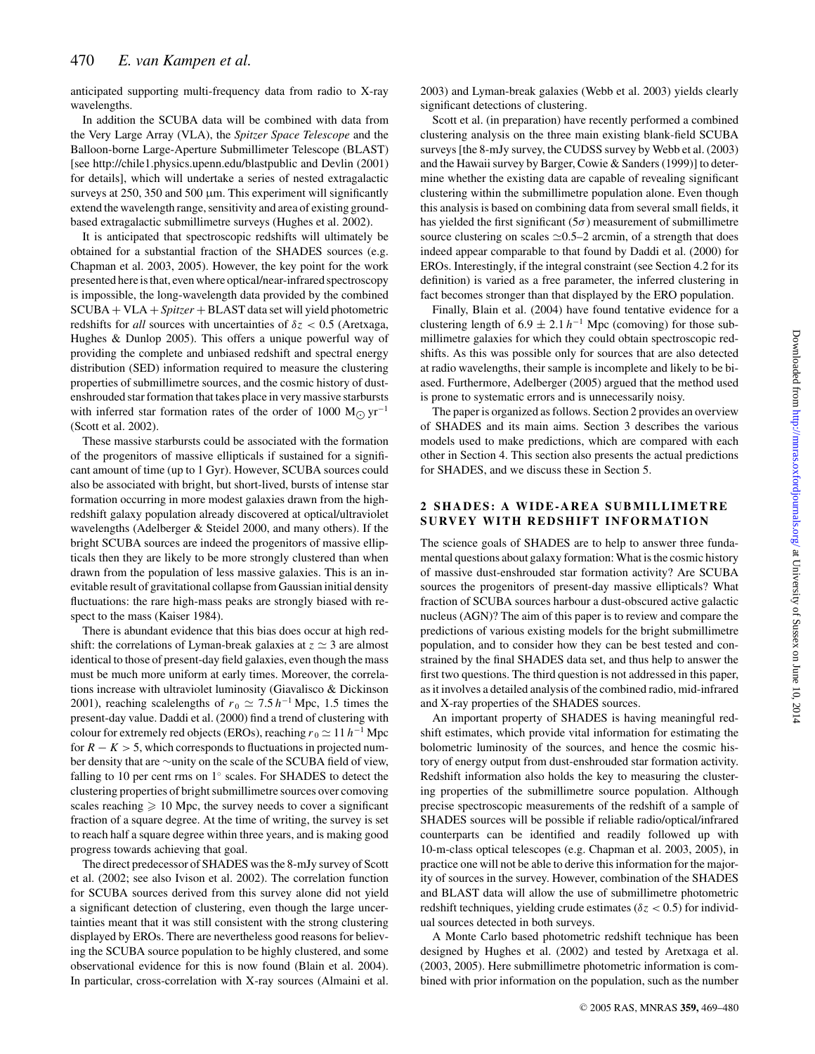anticipated supporting multi-frequency data from radio to X-ray wavelengths.

In addition the SCUBA data will be combined with data from the Very Large Array (VLA), the *Spitzer Space Telescope* and the Balloon-borne Large-Aperture Submillimeter Telescope (BLAST) [see http://chile1.physics.upenn.edu/blastpublic and Devlin (2001) for details], which will undertake a series of nested extragalactic surveys at 250, 350 and 500 μm. This experiment will significantly extend the wavelength range, sensitivity and area of existing ground-based extragalactic submillimetre surveys (Hughes et al. 2002).

It is anticipated that spectroscopic redshifts will ultimately be obtained for a substantial fraction of the SHADES sources (e.g. Chapman et al. 2003, 2005). However, the key point for the work presented here is that, even where optical/near-infrared spectroscopy is impossible, the long-wavelength data provided by the combined SCUBA + VLA + *Spitzer* + BLAST data set will yield photometric redshifts for *all* sources with uncertainties of $\delta z < 0.5$ (Aretxaga, Hughes & Dunlop 2005). This offers a unique powerful way of providing the complete and unbiased redshift and spectral energy distribution (SED) information required to measure the clustering properties of submillimetre sources, and the cosmic history of dust-enshrouded star formation that takes place in very massive starbursts with inferred star formation rates of the order of 1000 $\mathrm{M_\odot\,yr^{-1}}$ (Scott et al. 2002).

These massive starbursts could be associated with the formation of the progenitors of massive ellipticals if sustained for a significant amount of time (up to 1 Gyr). However, SCUBA sources could also be associated with bright, but short-lived, bursts of intense star formation occurring in more modest galaxies drawn from the high-redshift galaxy population already discovered at optical/ultraviolet wavelengths (Adelberger & Steidel 2000, and many others). If the bright SCUBA sources are indeed the progenitors of massive ellipticals then they are likely to be more strongly clustered than when drawn from the population of less massive galaxies. This is an inevitable result of gravitational collapse from Gaussian initial density fluctuations: the rare high-mass peaks are strongly biased with respect to the mass (Kaiser 1984).

There is abundant evidence that this bias does occur at high redshift: the correlations of Lyman-break galaxies at $z \simeq 3$ are almost identical to those of present-day field galaxies, even though the mass must be much more uniform at early times. Moreover, the correlations increase with ultraviolet luminosity (Giavalisco & Dickinson 2001), reaching scalelengths of $r_0 \simeq 7.5\,h^{-1}$ Mpc, 1.5 times the present-day value. Daddi et al. (2000) find a trend of clustering with colour for extremely red objects (EROs), reaching $r_0 \simeq 11\,h^{-1}$ Mpc for $R - K > 5$, which corresponds to fluctuations in projected number density that are ∼unity on the scale of the SCUBA field of view, falling to 10 per cent rms on 1° scales. For SHADES to detect the clustering properties of bright submillimetre sources over comoving scales reaching $\geqslant 10$ Mpc, the survey needs to cover a significant fraction of a square degree. At the time of writing, the survey is set to reach half a square degree within three years, and is making good progress towards achieving that goal.

The direct predecessor of SHADES was the 8-mJy survey of Scott et al. (2002; see also Ivison et al. 2002). The correlation function for SCUBA sources derived from this survey alone did not yield a significant detection of clustering, even though the large uncertainties meant that it was still consistent with the strong clustering displayed by EROs. There are nevertheless good reasons for believing the SCUBA source population to be highly clustered, and some observational evidence for this is now found (Blain et al. 2004). In particular, cross-correlation with X-ray sources (Almaini et al. 2003) and Lyman-break galaxies (Webb et al. 2003) yields clearly significant detections of clustering.

Scott et al. (in preparation) have recently performed a combined clustering analysis on the three main existing blank-field SCUBA surveys [the 8-mJy survey, the CUDSS survey by Webb et al. (2003) and the Hawaii survey by Barger, Cowie & Sanders (1999)] to determine whether the existing data are capable of revealing significant clustering within the submillimetre population alone. Even though this analysis is based on combining data from several small fields, it has yielded the first significant ($5\sigma$) measurement of submillimetre source clustering on scales $\simeq$0.5–2 arcmin, of a strength that does indeed appear comparable to that found by Daddi et al. (2000) for EROs. Interestingly, if the integral constraint (see Section 4.2 for its definition) is varied as a free parameter, the inferred clustering in fact becomes stronger than that displayed by the ERO population.

Finally, Blain et al. (2004) have found tentative evidence for a clustering length of $6.9 \pm 2.1\,h^{-1}$ Mpc (comoving) for those submillimetre galaxies for which they could obtain spectroscopic redshifts. As this was possible only for sources that are also detected at radio wavelengths, their sample is incomplete and likely to be biased. Furthermore, Adelberger (2005) argued that the method used is prone to systematic errors and is unnecessarily noisy.

The paper is organized as follows. Section 2 provides an overview of SHADES and its main aims. Section 3 describes the various models used to make predictions, which are compared with each other in Section 4. This section also presents the actual predictions for SHADES, and we discuss these in Section 5.

## 2 SHADES: A WIDE-AREA SUBMILLIMETRE SURVEY WITH REDSHIFT INFORMATION

The science goals of SHADES are to help to answer three fundamental questions about galaxy formation: What is the cosmic history of massive dust-enshrouded star formation activity? Are SCUBA sources the progenitors of present-day massive ellipticals? What fraction of SCUBA sources harbour a dust-obscured active galactic nucleus (AGN)? The aim of this paper is to review and compare the predictions of various existing models for the bright submillimetre population, and to consider how they can be best tested and constrained by the final SHADES data set, and thus help to answer the first two questions. The third question is not addressed in this paper, as it involves a detailed analysis of the combined radio, mid-infrared and X-ray properties of the SHADES sources.

An important property of SHADES is having meaningful redshift estimates, which provide vital information for estimating the bolometric luminosity of the sources, and hence the cosmic history of energy output from dust-enshrouded star formation activity. Redshift information also holds the key to measuring the clustering properties of the submillimetre source population. Although precise spectroscopic measurements of the redshift of a sample of SHADES sources will be possible if reliable radio/optical/infrared counterparts can be identified and readily followed up with 10-m-class optical telescopes (e.g. Chapman et al. 2003, 2005), in practice one will not be able to derive this information for the majority of sources in the survey. However, combination of the SHADES and BLAST data will allow the use of submillimetre photometric redshift techniques, yielding crude estimates ($\delta z < 0.5$) for individual sources detected in both surveys.

A Monte Carlo based photometric redshift technique has been designed by Hughes et al. (2002) and tested by Aretxaga et al. (2003, 2005). Here submillimetre photometric information is combined with prior information on the population, such as the number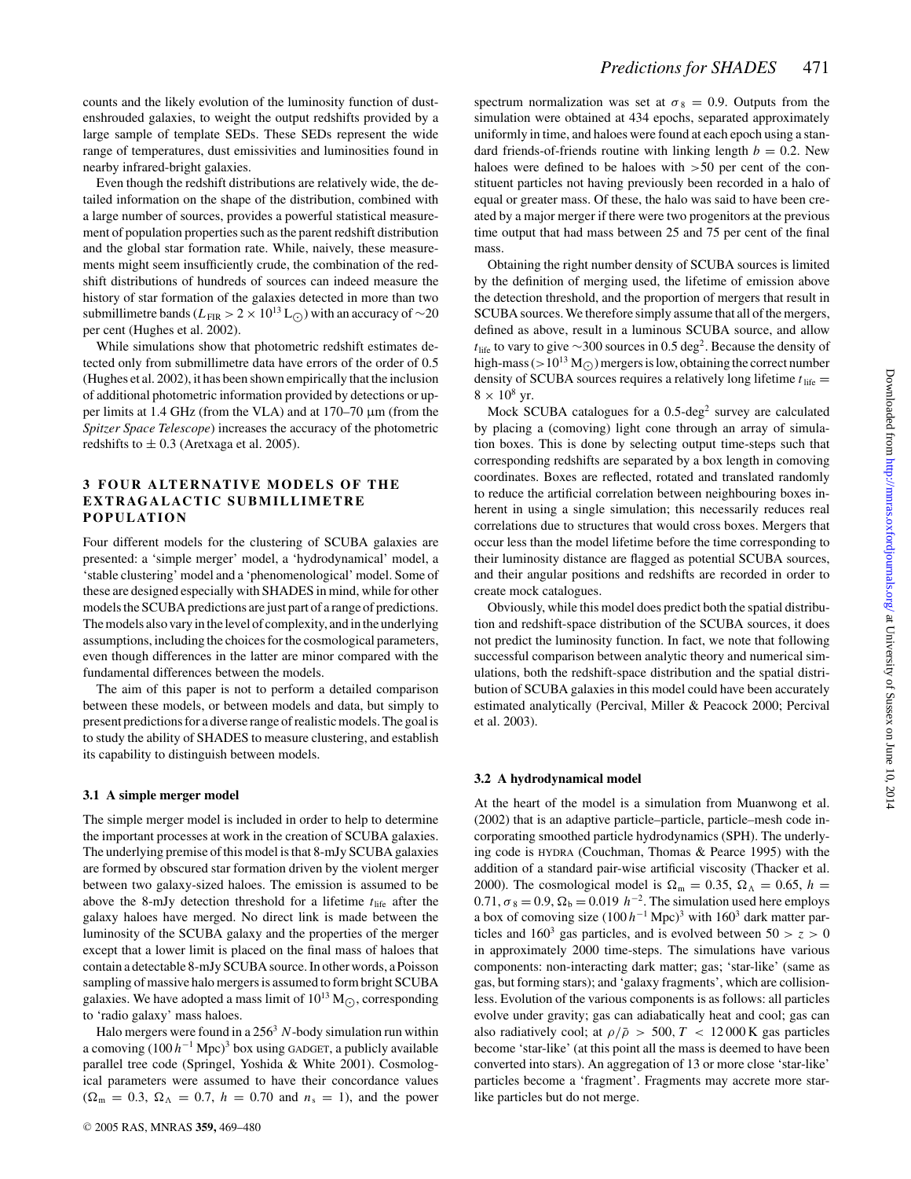counts and the likely evolution of the luminosity function of dust-enshrouded galaxies, to weight the output redshifts provided by a large sample of template SEDs. These SEDs represent the wide range of temperatures, dust emissivities and luminosities found in nearby infrared-bright galaxies.

Even though the redshift distributions are relatively wide, the detailed information on the shape of the distribution, combined with a large number of sources, provides a powerful statistical measurement of population properties such as the parent redshift distribution and the global star formation rate. While, naively, these measurements might seem insufficiently crude, the combination of the redshift distributions of hundreds of sources can indeed measure the history of star formation of the galaxies detected in more than two submillimetre bands ($L_{\rm FIR} > 2 \times 10^{13}\,{\rm L}_{\odot}$) with an accuracy of ∼20 per cent (Hughes et al. 2002).

While simulations show that photometric redshift estimates detected only from submillimetre data have errors of the order of 0.5 (Hughes et al. 2002), it has been shown empirically that the inclusion of additional photometric information provided by detections or upper limits at 1.4 GHz (from the VLA) and at 170–70 μm (from the *Spitzer Space Telescope*) increases the accuracy of the photometric redshifts to ± 0.3 (Aretxaga et al. 2005).

## 3 FOUR ALTERNATIVE MODELS OF THE EXTRAGALACTIC SUBMILLIMETRE POPULATION

Four different models for the clustering of SCUBA galaxies are presented: a 'simple merger' model, a 'hydrodynamical' model, a 'stable clustering' model and a 'phenomenological' model. Some of these are designed especially with SHADES in mind, while for other models the SCUBA predictions are just part of a range of predictions. The models also vary in the level of complexity, and in the underlying assumptions, including the choices for the cosmological parameters, even though differences in the latter are minor compared with the fundamental differences between the models.

The aim of this paper is not to perform a detailed comparison between these models, or between models and data, but simply to present predictions for a diverse range of realistic models. The goal is to study the ability of SHADES to measure clustering, and establish its capability to distinguish between models.

### 3.1 A simple merger model

The simple merger model is included in order to help to determine the important processes at work in the creation of SCUBA galaxies. The underlying premise of this model is that 8-mJy SCUBA galaxies are formed by obscured star formation driven by the violent merger between two galaxy-sized haloes. The emission is assumed to be above the 8-mJy detection threshold for a lifetime $t_{\rm life}$ after the galaxy haloes have merged. No direct link is made between the luminosity of the SCUBA galaxy and the properties of the merger except that a lower limit is placed on the final mass of haloes that contain a detectable 8-mJy SCUBA source. In other words, a Poisson sampling of massive halo mergers is assumed to form bright SCUBA galaxies. We have adopted a mass limit of $10^{13}\,{\rm M}_{\odot}$, corresponding to 'radio galaxy' mass haloes.

Halo mergers were found in a $256^3$ $N$-body simulation run within a comoving $(100\,h^{-1}\,{\rm Mpc})^3$ box using GADGET, a publicly available parallel tree code (Springel, Yoshida & White 2001). Cosmological parameters were assumed to have their concordance values ($\Omega_{\rm m} = 0.3$, $\Omega_{\Lambda} = 0.7$, $h = 0.70$ and $n_{\rm s} = 1$), and the power spectrum normalization was set at $\sigma_8 = 0.9$. Outputs from the simulation were obtained at 434 epochs, separated approximately uniformly in time, and haloes were found at each epoch using a standard friends-of-friends routine with linking length $b = 0.2$. New haloes were defined to be haloes with >50 per cent of the constituent particles not having previously been recorded in a halo of equal or greater mass. Of these, the halo was said to have been created by a major merger if there were two progenitors at the previous time output that had mass between 25 and 75 per cent of the final mass.

Obtaining the right number density of SCUBA sources is limited by the definition of merging used, the lifetime of emission above the detection threshold, and the proportion of mergers that result in SCUBA sources. We therefore simply assume that all of the mergers, defined as above, result in a luminous SCUBA source, and allow $t_{\rm life}$ to vary to give ∼300 sources in 0.5 deg$^2$. Because the density of high-mass ($>10^{13}\,{\rm M}_{\odot}$) mergers is low, obtaining the correct number density of SCUBA sources requires a relatively long lifetime $t_{\rm life} = 8 \times 10^8$ yr.

Mock SCUBA catalogues for a 0.5-deg$^2$ survey are calculated by placing a (comoving) light cone through an array of simulation boxes. This is done by selecting output time-steps such that corresponding redshifts are separated by a box length in comoving coordinates. Boxes are reflected, rotated and translated randomly to reduce the artificial correlation between neighbouring boxes inherent in using a single simulation; this necessarily reduces real correlations due to structures that would cross boxes. Mergers that occur less than the model lifetime before the time corresponding to their luminosity distance are flagged as potential SCUBA sources, and their angular positions and redshifts are recorded in order to create mock catalogues.

Obviously, while this model does predict both the spatial distribution and redshift-space distribution of the SCUBA sources, it does not predict the luminosity function. In fact, we note that following successful comparison between analytic theory and numerical simulations, both the redshift-space distribution and the spatial distribution of SCUBA galaxies in this model could have been accurately estimated analytically (Percival, Miller & Peacock 2000; Percival et al. 2003).

### 3.2 A hydrodynamical model

At the heart of the model is a simulation from Muanwong et al. (2002) that is an adaptive particle–particle, particle–mesh code incorporating smoothed particle hydrodynamics (SPH). The underlying code is HYDRA (Couchman, Thomas & Pearce 1995) with the addition of a standard pair-wise artificial viscosity (Thacker et al. 2000). The cosmological model is $\Omega_{\rm m} = 0.35$, $\Omega_{\Lambda} = 0.65$, $h = 0.71$, $\sigma_8 = 0.9$, $\Omega_{\rm b} = 0.019\ h^{-2}$. The simulation used here employs a box of comoving size $(100\,h^{-1}\,{\rm Mpc})^3$ with $160^3$ dark matter particles and $160^3$ gas particles, and is evolved between $50 > z > 0$ in approximately 2000 time-steps. The simulations have various components: non-interacting dark matter; gas; 'star-like' (same as gas, but forming stars); and 'galaxy fragments', which are collisionless. Evolution of the various components is as follows: all particles evolve under gravity; gas can adiabatically heat and cool; gas can also radiatively cool; at $\rho/\bar{\rho} > 500$, $T < 12\,000$ K gas particles become 'star-like' (at this point all the mass is deemed to have been converted into stars). An aggregation of 13 or more close 'star-like' particles become a 'fragment'. Fragments may accrete more star-like particles but do not merge.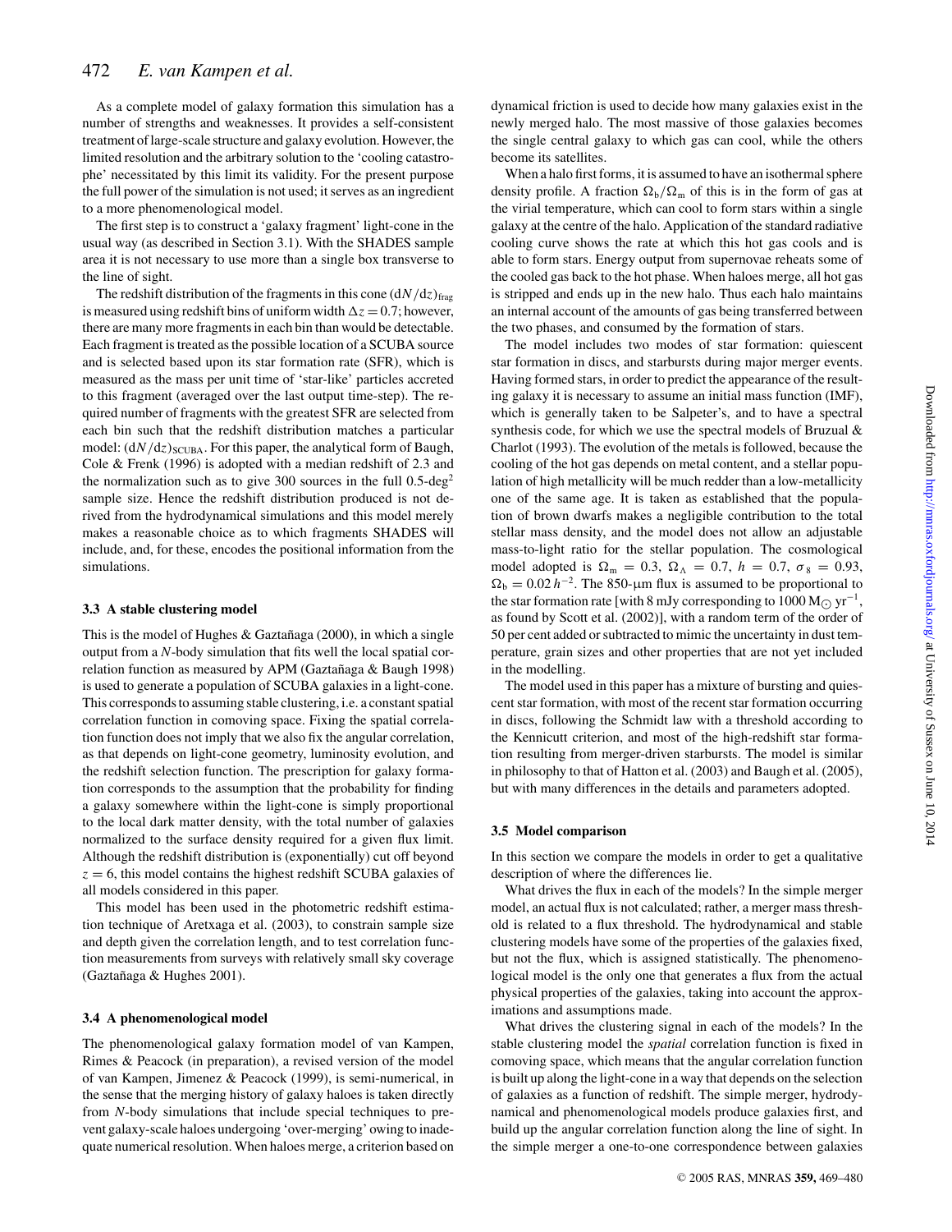As a complete model of galaxy formation this simulation has a number of strengths and weaknesses. It provides a self-consistent treatment of large-scale structure and galaxy evolution. However, the limited resolution and the arbitrary solution to the 'cooling catastrophe' necessitated by this limit its validity. For the present purpose the full power of the simulation is not used; it serves as an ingredient to a more phenomenological model.

The first step is to construct a 'galaxy fragment' light-cone in the usual way (as described in Section 3.1). With the SHADES sample area it is not necessary to use more than a single box transverse to the line of sight.

The redshift distribution of the fragments in this cone $(\mathrm{d}N/\mathrm{d}z)_{\mathrm{frag}}$ is measured using redshift bins of uniform width $\Delta z = 0.7$; however, there are many more fragments in each bin than would be detectable. Each fragment is treated as the possible location of a SCUBA source and is selected based upon its star formation rate (SFR), which is measured as the mass per unit time of 'star-like' particles accreted to this fragment (averaged over the last output time-step). The required number of fragments with the greatest SFR are selected from each bin such that the redshift distribution matches a particular model: $(\mathrm{d}N/\mathrm{d}z)_{\mathrm{SCUBA}}$. For this paper, the analytical form of Baugh, Cole & Frenk (1996) is adopted with a median redshift of 2.3 and the normalization such as to give 300 sources in the full 0.5-deg$^2$ sample size. Hence the redshift distribution produced is not derived from the hydrodynamical simulations and this model merely makes a reasonable choice as to which fragments SHADES will include, and, for these, encodes the positional information from the simulations.

### 3.3 A stable clustering model

This is the model of Hughes & Gaztañaga (2000), in which a single output from a *N*-body simulation that fits well the local spatial correlation function as measured by APM (Gaztañaga & Baugh 1998) is used to generate a population of SCUBA galaxies in a light-cone. This corresponds to assuming stable clustering, i.e. a constant spatial correlation function in comoving space. Fixing the spatial correlation function does not imply that we also fix the angular correlation, as that depends on light-cone geometry, luminosity evolution, and the redshift selection function. The prescription for galaxy formation corresponds to the assumption that the probability for finding a galaxy somewhere within the light-cone is simply proportional to the local dark matter density, with the total number of galaxies normalized to the surface density required for a given flux limit. Although the redshift distribution is (exponentially) cut off beyond $z = 6$, this model contains the highest redshift SCUBA galaxies of all models considered in this paper.

This model has been used in the photometric redshift estimation technique of Aretxaga et al. (2003), to constrain sample size and depth given the correlation length, and to test correlation function measurements from surveys with relatively small sky coverage (Gaztañaga & Hughes 2001).

### 3.4 A phenomenological model

The phenomenological galaxy formation model of van Kampen, Rimes & Peacock (in preparation), a revised version of the model of van Kampen, Jimenez & Peacock (1999), is semi-numerical, in the sense that the merging history of galaxy haloes is taken directly from *N*-body simulations that include special techniques to prevent galaxy-scale haloes undergoing 'over-merging' owing to inadequate numerical resolution. When haloes merge, a criterion based on dynamical friction is used to decide how many galaxies exist in the newly merged halo. The most massive of those galaxies becomes the single central galaxy to which gas can cool, while the others become its satellites.

When a halo first forms, it is assumed to have an isothermal sphere density profile. A fraction $\Omega_{\mathrm{b}}/\Omega_{\mathrm{m}}$ of this is in the form of gas at the virial temperature, which can cool to form stars within a single galaxy at the centre of the halo. Application of the standard radiative cooling curve shows the rate at which this hot gas cools and is able to form stars. Energy output from supernovae reheats some of the cooled gas back to the hot phase. When haloes merge, all hot gas is stripped and ends up in the new halo. Thus each halo maintains an internal account of the amounts of gas being transferred between the two phases, and consumed by the formation of stars.

The model includes two modes of star formation: quiescent star formation in discs, and starbursts during major merger events. Having formed stars, in order to predict the appearance of the resulting galaxy it is necessary to assume an initial mass function (IMF), which is generally taken to be Salpeter's, and to have a spectral synthesis code, for which we use the spectral models of Bruzual & Charlot (1993). The evolution of the metals is followed, because the cooling of the hot gas depends on metal content, and a stellar population of high metallicity will be much redder than a low-metallicity one of the same age. It is taken as established that the population of brown dwarfs makes a negligible contribution to the total stellar mass density, and the model does not allow an adjustable mass-to-light ratio for the stellar population. The cosmological model adopted is $\Omega_{\mathrm{m}} = 0.3$, $\Omega_{\Lambda} = 0.7$, $h = 0.7$, $\sigma_8 = 0.93$, $\Omega_{\mathrm{b}} = 0.02\,h^{-2}$. The 850-μm flux is assumed to be proportional to the star formation rate [with 8 mJy corresponding to $1000\,\mathrm{M}_{\odot}\,\mathrm{yr}^{-1}$, as found by Scott et al. (2002)], with a random term of the order of 50 per cent added or subtracted to mimic the uncertainty in dust temperature, grain sizes and other properties that are not yet included in the modelling.

The model used in this paper has a mixture of bursting and quiescent star formation, with most of the recent star formation occurring in discs, following the Schmidt law with a threshold according to the Kennicutt criterion, and most of the high-redshift star formation resulting from merger-driven starbursts. The model is similar in philosophy to that of Hatton et al. (2003) and Baugh et al. (2005), but with many differences in the details and parameters adopted.

### 3.5 Model comparison

In this section we compare the models in order to get a qualitative description of where the differences lie.

What drives the flux in each of the models? In the simple merger model, an actual flux is not calculated; rather, a merger mass threshold is related to a flux threshold. The hydrodynamical and stable clustering models have some of the properties of the galaxies fixed, but not the flux, which is assigned statistically. The phenomenological model is the only one that generates a flux from the actual physical properties of the galaxies, taking into account the approximations and assumptions made.

What drives the clustering signal in each of the models? In the stable clustering model the *spatial* correlation function is fixed in comoving space, which means that the angular correlation function is built up along the light-cone in a way that depends on the selection of galaxies as a function of redshift. The simple merger, hydrodynamical and phenomenological models produce galaxies first, and build up the angular correlation function along the line of sight. In the simple merger a one-to-one correspondence between galaxies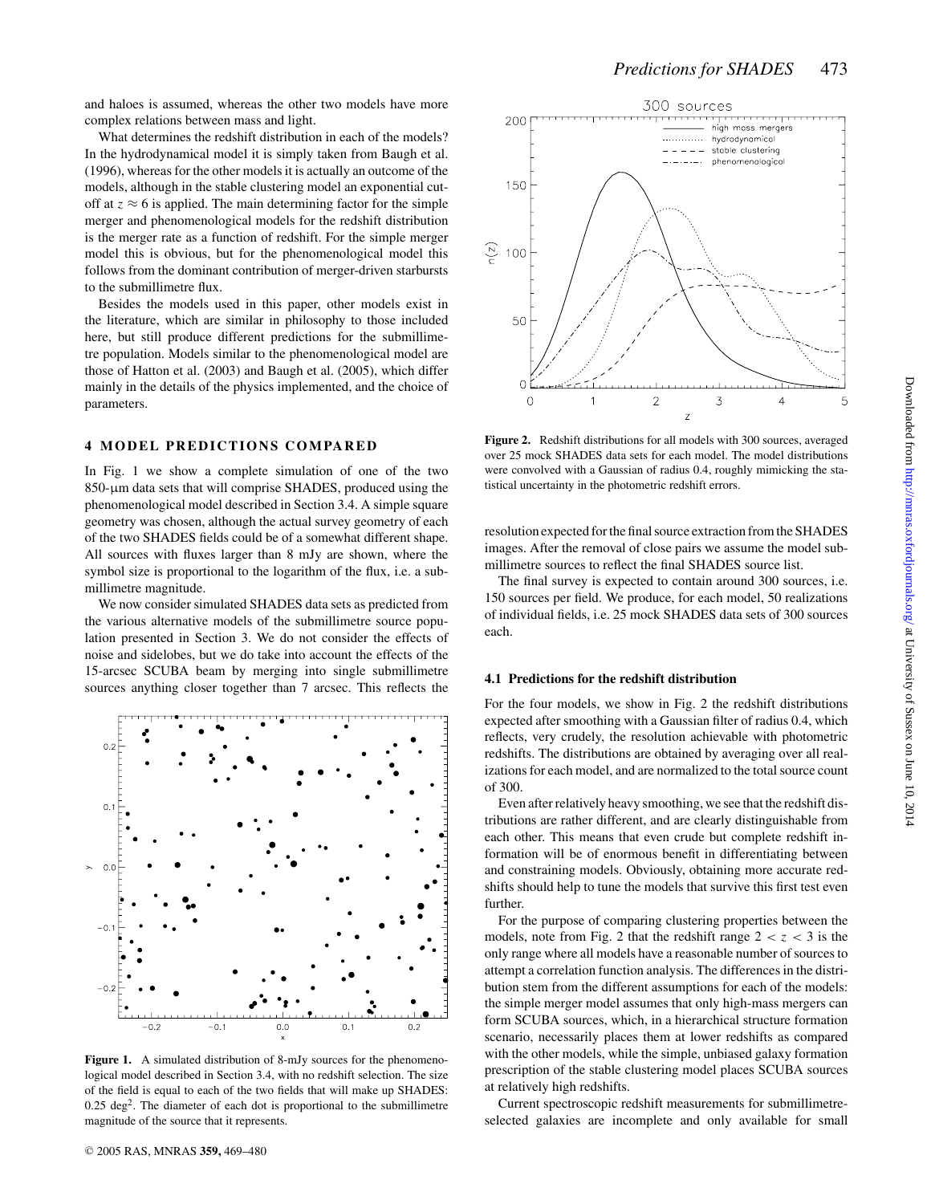and haloes is assumed, whereas the other two models have more complex relations between mass and light.

What determines the redshift distribution in each of the models? In the hydrodynamical model it is simply taken from Baugh et al. (1996), whereas for the other models it is actually an outcome of the models, although in the stable clustering model an exponential cut-off at $z \approx 6$ is applied. The main determining factor for the simple merger and phenomenological models for the redshift distribution is the merger rate as a function of redshift. For the simple merger model this is obvious, but for the phenomenological model this follows from the dominant contribution of merger-driven starbursts to the submillimetre flux.

Besides the models used in this paper, other models exist in the literature, which are similar in philosophy to those included here, but still produce different predictions for the submillimetre population. Models similar to the phenomenological model are those of Hatton et al. (2003) and Baugh et al. (2005), which differ mainly in the details of the physics implemented, and the choice of parameters.

## 4 MODEL PREDICTIONS COMPARED

In Fig. 1 we show a complete simulation of one of the two 850-μm data sets that will comprise SHADES, produced using the phenomenological model described in Section 3.4. A simple square geometry was chosen, although the actual survey geometry of each of the two SHADES fields could be of a somewhat different shape. All sources with fluxes larger than 8 mJy are shown, where the symbol size is proportional to the logarithm of the flux, i.e. a submillimetre magnitude.

We now consider simulated SHADES data sets as predicted from the various alternative models of the submillimetre source population presented in Section 3. We do not consider the effects of noise and sidelobes, but we do take into account the effects of the 15-arcsec SCUBA beam by merging into single submillimetre sources anything closer together than 7 arcsec. This reflects the resolution expected for the final source extraction from the SHADES images. After the removal of close pairs we assume the model submillimetre sources to reflect the final SHADES source list.

The final survey is expected to contain around 300 sources, i.e. 150 sources per field. We produce, for each model, 50 realizations of individual fields, i.e. 25 mock SHADES data sets of 300 sources each.

**Figure 1.** A simulated distribution of 8-mJy sources for the phenomenological model described in Section 3.4, with no redshift selection. The size of the field is equal to each of the two fields that will make up SHADES: 0.25 deg$^2$. The diameter of each dot is proportional to the submillimetre magnitude of the source that it represents.

**Figure 2.** Redshift distributions for all models with 300 sources, averaged over 25 mock SHADES data sets for each model. The model distributions were convolved with a Gaussian of radius 0.4, roughly mimicking the statistical uncertainty in the photometric redshift errors.

### 4.1 Predictions for the redshift distribution

For the four models, we show in Fig. 2 the redshift distributions expected after smoothing with a Gaussian filter of radius 0.4, which reflects, very crudely, the resolution achievable with photometric redshifts. The distributions are obtained by averaging over all realizations for each model, and are normalized to the total source count of 300.

Even after relatively heavy smoothing, we see that the redshift distributions are rather different, and are clearly distinguishable from each other. This means that even crude but complete redshift information will be of enormous benefit in differentiating between and constraining models. Obviously, obtaining more accurate redshifts should help to tune the models that survive this first test even further.

For the purpose of comparing clustering properties between the models, note from Fig. 2 that the redshift range $2 < z < 3$ is the only range where all models have a reasonable number of sources to attempt a correlation function analysis. The differences in the distribution stem from the different assumptions for each of the models: the simple merger model assumes that only high-mass mergers can form SCUBA sources, which, in a hierarchical structure formation scenario, necessarily places them at lower redshifts as compared with the other models, while the simple, unbiased galaxy formation prescription of the stable clustering model places SCUBA sources at relatively high redshifts.

Current spectroscopic redshift measurements for submillimetre-selected galaxies are incomplete and only available for small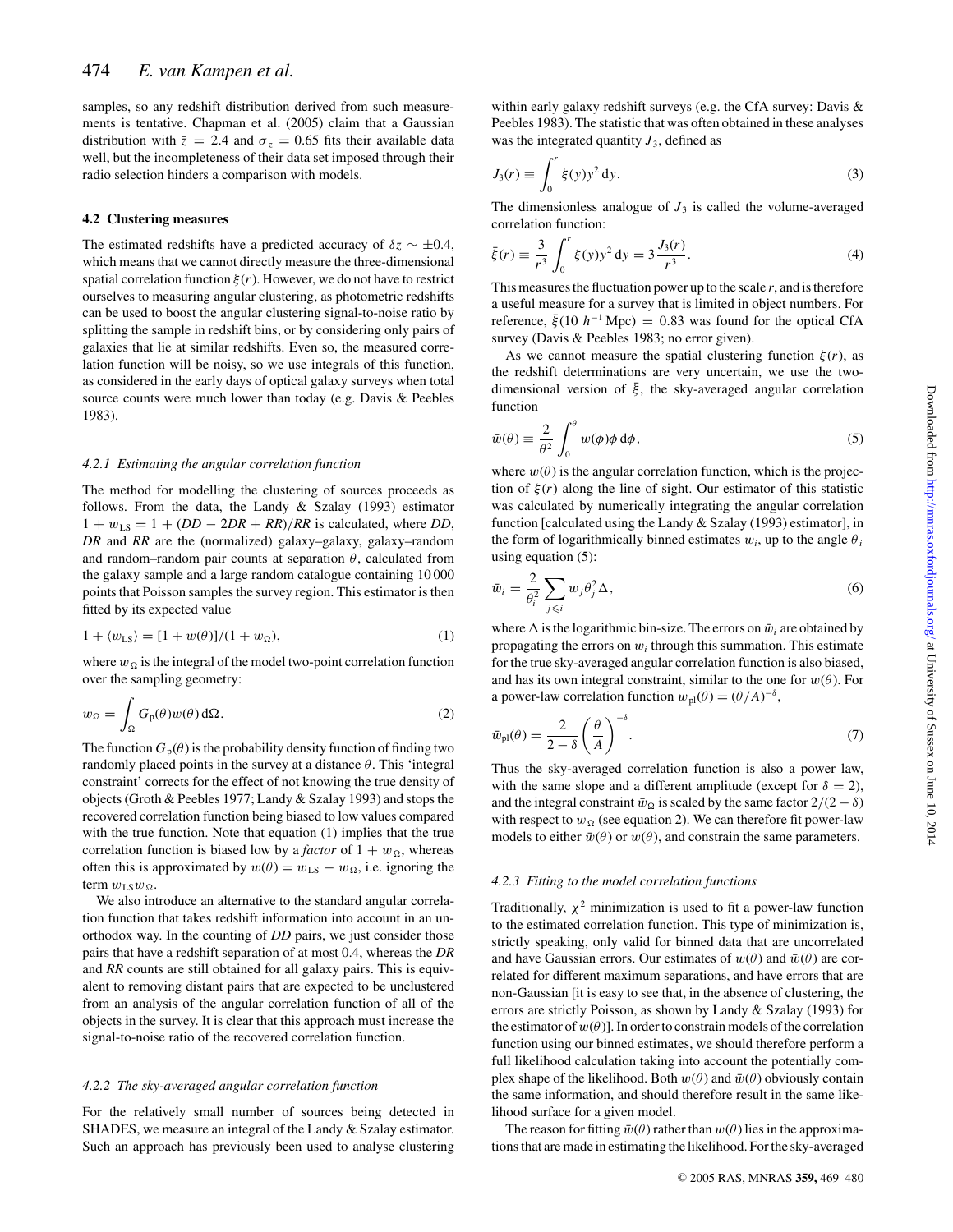samples, so any redshift distribution derived from such measurements is tentative. Chapman et al. (2005) claim that a Gaussian distribution with $\bar{z} = 2.4$ and $\sigma_z = 0.65$ fits their available data well, but the incompleteness of their data set imposed through their radio selection hinders a comparison with models.

### 4.2 Clustering measures

The estimated redshifts have a predicted accuracy of $\delta z \sim \pm 0.4$, which means that we cannot directly measure the three-dimensional spatial correlation function $\xi(r)$. However, we do not have to restrict ourselves to measuring angular clustering, as photometric redshifts can be used to boost the angular clustering signal-to-noise ratio by splitting the sample in redshift bins, or by considering only pairs of galaxies that lie at similar redshifts. Even so, the measured correlation function will be noisy, so we use integrals of this function, as considered in the early days of optical galaxy surveys when total source counts were much lower than today (e.g. Davis & Peebles 1983).

#### *4.2.1 Estimating the angular correlation function*

The method for modelling the clustering of sources proceeds as follows. From the data, the Landy & Szalay (1993) estimator $1 + w_{\rm LS} = 1 + (DD - 2DR + RR)/RR$ is calculated, where *DD*, *DR* and *RR* are the (normalized) galaxy–galaxy, galaxy–random and random–random pair counts at separation $\theta$, calculated from the galaxy sample and a large random catalogue containing 10 000 points that Poisson samples the survey region. This estimator is then fitted by its expected value

$$1 + \langle w_{\rm LS} \rangle = [1 + w(\theta)]/(1 + w_\Omega), \tag{1}$$

where $w_\Omega$ is the integral of the model two-point correlation function over the sampling geometry:

$$w_\Omega = \int_\Omega G_{\rm p}(\theta) w(\theta)\, {\rm d}\Omega. \tag{2}$$

The function $G_{\rm p}(\theta)$ is the probability density function of finding two randomly placed points in the survey at a distance $\theta$. This 'integral constraint' corrects for the effect of not knowing the true density of objects (Groth & Peebles 1977; Landy & Szalay 1993) and stops the recovered correlation function being biased to low values compared with the true function. Note that equation (1) implies that the true correlation function is biased low by a *factor* of $1 + w_\Omega$, whereas often this is approximated by $w(\theta) = w_{\rm LS} - w_\Omega$, i.e. ignoring the term $w_{\rm LS} w_\Omega$.

We also introduce an alternative to the standard angular correlation function that takes redshift information into account in an unorthodox way. In the counting of *DD* pairs, we just consider those pairs that have a redshift separation of at most 0.4, whereas the *DR* and *RR* counts are still obtained for all galaxy pairs. This is equivalent to removing distant pairs that are expected to be unclustered from an analysis of the angular correlation function of all of the objects in the survey. It is clear that this approach must increase the signal-to-noise ratio of the recovered correlation function.

#### *4.2.2 The sky-averaged angular correlation function*

For the relatively small number of sources being detected in SHADES, we measure an integral of the Landy & Szalay estimator. Such an approach has previously been used to analyse clustering within early galaxy redshift surveys (e.g. the CfA survey: Davis & Peebles 1983). The statistic that was often obtained in these analyses was the integrated quantity $J_3$, defined as

$$J_3(r) \equiv \int_0^r \xi(y) y^2\, {\rm d}y. \tag{3}$$

The dimensionless analogue of $J_3$ is called the volume-averaged correlation function:

$$\bar{\xi}(r) \equiv \frac{3}{r^3} \int_0^r \xi(y) y^2\, {\rm d}y = 3\frac{J_3(r)}{r^3}. \tag{4}$$

This measures the fluctuation power up to the scale $r$, and is therefore a useful measure for a survey that is limited in object numbers. For reference, $\bar{\xi}(10\ h^{-1}\,{\rm Mpc}) = 0.83$ was found for the optical CfA survey (Davis & Peebles 1983; no error given).

As we cannot measure the spatial clustering function $\xi(r)$, as the redshift determinations are very uncertain, we use the two-dimensional version of $\bar{\xi}$, the sky-averaged angular correlation function

$$\bar{w}(\theta) \equiv \frac{2}{\theta^2} \int_0^\theta w(\phi) \phi\, {\rm d}\phi, \tag{5}$$

where $w(\theta)$ is the angular correlation function, which is the projection of $\xi(r)$ along the line of sight. Our estimator of this statistic was calculated by numerically integrating the angular correlation function [calculated using the Landy & Szalay (1993) estimator], in the form of logarithmically binned estimates $w_i$, up to the angle $\theta_i$ using equation (5):

$$\bar{w}_i = \frac{2}{\theta_i^2} \sum_{j \leqslant i} w_j \theta_j^2 \Delta, \tag{6}$$

where $\Delta$ is the logarithmic bin-size. The errors on $\bar{w}_i$ are obtained by propagating the errors on $w_i$ through this summation. This estimate for the true sky-averaged angular correlation function is also biased, and has its own integral constraint, similar to the one for $w(\theta)$. For a power-law correlation function $w_{\rm pl}(\theta) = (\theta/A)^{-\delta}$,

$$\bar{w}_{\rm pl}(\theta) = \frac{2}{2 - \delta} \left(\frac{\theta}{A}\right)^{-\delta}. \tag{7}$$

Thus the sky-averaged correlation function is also a power law, with the same slope and a different amplitude (except for $\delta = 2$), and the integral constraint $\bar{w}_\Omega$ is scaled by the same factor $2/(2 - \delta)$ with respect to $w_\Omega$ (see equation 2). We can therefore fit power-law models to either $\bar{w}(\theta)$ or $w(\theta)$, and constrain the same parameters.

#### *4.2.3 Fitting to the model correlation functions*

Traditionally, $\chi^2$ minimization is used to fit a power-law function to the estimated correlation function. This type of minimization is, strictly speaking, only valid for binned data that are uncorrelated and have Gaussian errors. Our estimates of $w(\theta)$ and $\bar{w}(\theta)$ are correlated for different maximum separations, and have errors that are non-Gaussian [it is easy to see that, in the absence of clustering, the errors are strictly Poisson, as shown by Landy & Szalay (1993) for the estimator of $w(\theta)$]. In order to constrain models of the correlation function using our binned estimates, we should therefore perform a full likelihood calculation taking into account the potentially complex shape of the likelihood. Both $w(\theta)$ and $\bar{w}(\theta)$ obviously contain the same information, and should therefore result in the same likelihood surface for a given model.

The reason for fitting $\bar{w}(\theta)$ rather than $w(\theta)$ lies in the approximations that are made in estimating the likelihood. For the sky-averaged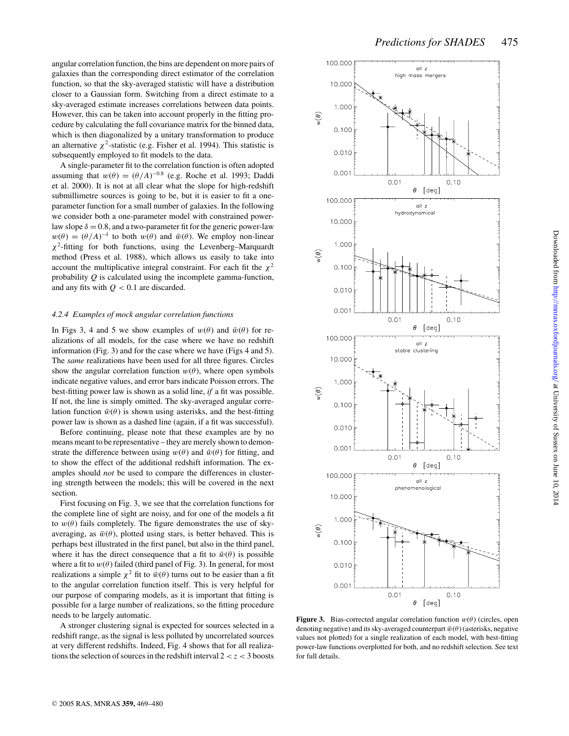angular correlation function, the bins are dependent on more pairs of galaxies than the corresponding direct estimator of the correlation function, so that the sky-averaged statistic will have a distribution closer to a Gaussian form. Switching from a direct estimate to a sky-averaged estimate increases correlations between data points. However, this can be taken into account properly in the fitting procedure by calculating the full covariance matrix for the binned data, which is then diagonalized by a unitary transformation to produce an alternative $\chi^2$-statistic (e.g. Fisher et al. 1994). This statistic is subsequently employed to fit models to the data.

A single-parameter fit to the correlation function is often adopted assuming that $w(\theta) = (\theta/A)^{-0.8}$ (e.g. Roche et al. 1993; Daddi et al. 2000). It is not at all clear what the slope for high-redshift submillimetre sources is going to be, but it is easier to fit a one-parameter function for a small number of galaxies. In the following we consider both a one-parameter model with constrained power-law slope $\delta = 0.8$, and a two-parameter fit for the generic power-law $w(\theta) = (\theta/A)^{-\delta}$ to both $w(\theta)$ and $\bar{w}(\theta)$. We employ non-linear $\chi^2$-fitting for both functions, using the Levenberg–Marquardt method (Press et al. 1988), which allows us easily to take into account the multiplicative integral constraint. For each fit the $\chi^2$ probability $Q$ is calculated using the incomplete gamma-function, and any fits with $Q < 0.1$ are discarded.

### 4.2.4 Examples of mock angular correlation functions

In Figs 3, 4 and 5 we show examples of $w(\theta)$ and $\bar{w}(\theta)$ for realizations of all models, for the case where we have no redshift information (Fig. 3) and for the case where we have (Figs 4 and 5). The *same* realizations have been used for all three figures. Circles show the angular correlation function $w(\theta)$, where open symbols indicate negative values, and error bars indicate Poisson errors. The best-fitting power law is shown as a solid line, *if* a fit was possible. If not, the line is simply omitted. The sky-averaged angular correlation function $\bar{w}(\theta)$ is shown using asterisks, and the best-fitting power law is shown as a dashed line (again, if a fit was successful).

Before continuing, please note that these examples are by no means meant to be representative – they are merely shown to demonstrate the difference between using $w(\theta)$ and $\bar{w}(\theta)$ for fitting, and to show the effect of the additional redshift information. The examples should *not* be used to compare the differences in clustering strength between the models; this will be covered in the next section.

First focusing on Fig. 3, we see that the correlation functions for the complete line of sight are noisy, and for one of the models a fit to $w(\theta)$ fails completely. The figure demonstrates the use of sky-averaging, as $\bar{w}(\theta)$, plotted using stars, is better behaved. This is perhaps best illustrated in the first panel, but also in the third panel, where it has the direct consequence that a fit to $\bar{w}(\theta)$ is possible where a fit to $w(\theta)$ failed (third panel of Fig. 3). In general, for most realizations a simple $\chi^2$ fit to $\bar{w}(\theta)$ turns out to be easier than a fit to the angular correlation function itself. This is very helpful for our purpose of comparing models, as it is important that fitting is possible for a large number of realizations, so the fitting procedure needs to be largely automatic.

A stronger clustering signal is expected for sources selected in a redshift range, as the signal is less polluted by uncorrelated sources at very different redshifts. Indeed, Fig. 4 shows that for all realizations the selection of sources in the redshift interval $2 < z < 3$ boosts

**Figure 3.** Bias-corrected angular correlation function $w(\theta)$ (circles, open denoting negative) and its sky-averaged counterpart $\bar{w}(\theta)$ (asterisks, negative values not plotted) for a single realization of each model, with best-fitting power-law functions overplotted for both, and no redshift selection. See text for full details.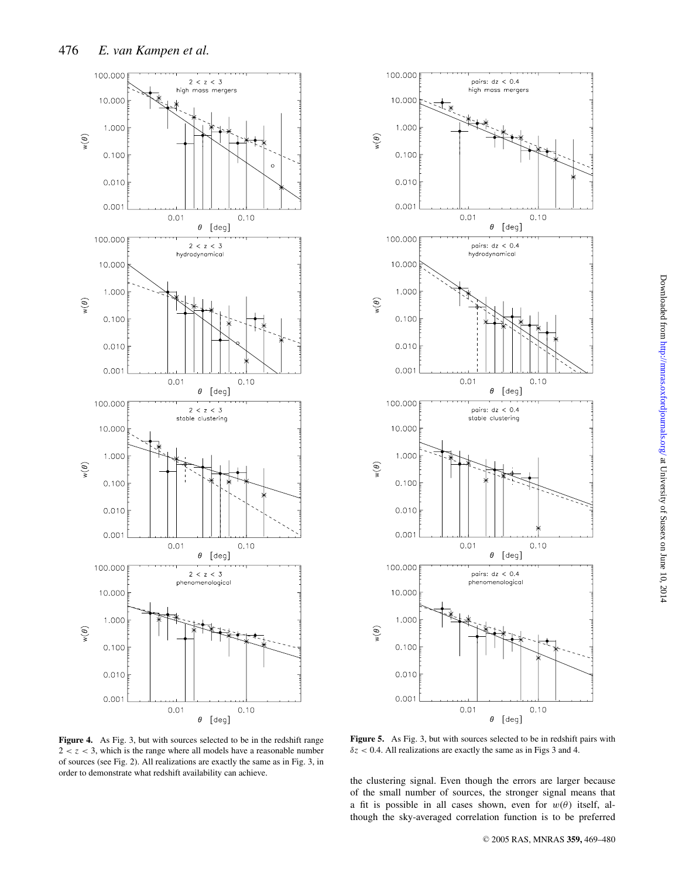**Figure 4.** As Fig. 3, but with sources selected to be in the redshift range $2 < z < 3$, which is the range where all models have a reasonable number of sources (see Fig. 2). All realizations are exactly the same as in Fig. 3, in order to demonstrate what redshift availability can achieve.

**Figure 5.** As Fig. 3, but with sources selected to be in redshift pairs with $\delta z < 0.4$. All realizations are exactly the same as in Figs 3 and 4.

the clustering signal. Even though the errors are larger because of the small number of sources, the stronger signal means that a fit is possible in all cases shown, even for $w(\theta)$ itself, although the sky-averaged correlation function is to be preferred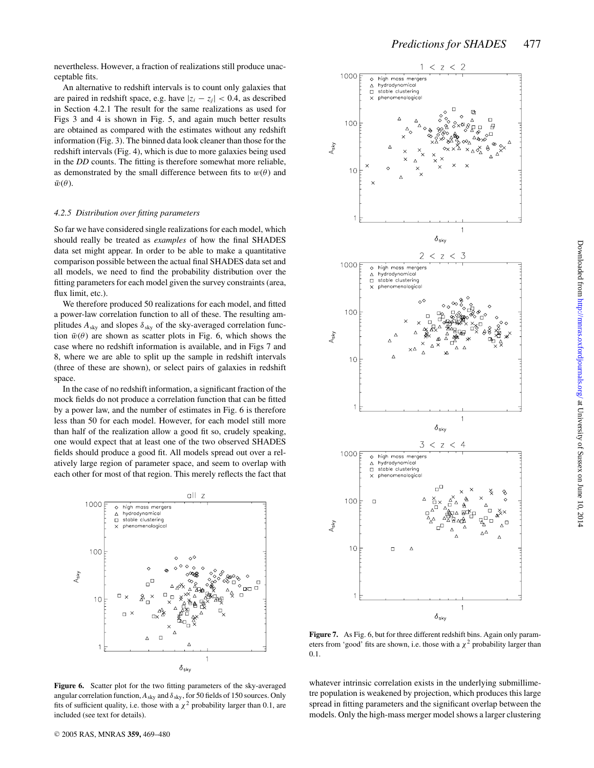nevertheless. However, a fraction of realizations still produce unacceptable fits.

An alternative to redshift intervals is to count only galaxies that are paired in redshift space, e.g. have $|z_i - z_j| < 0.4$, as described in Section 4.2.1 The result for the same realizations as used for Figs 3 and 4 is shown in Fig. 5, and again much better results are obtained as compared with the estimates without any redshift information (Fig. 3). The binned data look cleaner than those for the redshift intervals (Fig. 4), which is due to more galaxies being used in the *DD* counts. The fitting is therefore somewhat more reliable, as demonstrated by the small difference between fits to $w(\theta)$ and $\bar{w}(\theta)$.

#### 4.2.5 Distribution over fitting parameters

So far we have considered single realizations for each model, which should really be treated as *examples* of how the final SHADES data set might appear. In order to be able to make a quantitative comparison possible between the actual final SHADES data set and all models, we need to find the probability distribution over the fitting parameters for each model given the survey constraints (area, flux limit, etc.).

We therefore produced 50 realizations for each model, and fitted a power-law correlation function to all of these. The resulting amplitudes $A_{\rm sky}$ and slopes $\delta_{\rm sky}$ of the sky-averaged correlation function $\bar{w}(\theta)$ are shown as scatter plots in Fig. 6, which shows the case where no redshift information is available, and in Figs 7 and 8, where we are able to split up the sample in redshift intervals (three of these are shown), or select pairs of galaxies in redshift space.

In the case of no redshift information, a significant fraction of the mock fields do not produce a correlation function that can be fitted by a power law, and the number of estimates in Fig. 6 is therefore less than 50 for each model. However, for each model still more than half of the realization allow a good fit so, crudely speaking, one would expect that at least one of the two observed SHADES fields should produce a good fit. All models spread out over a relatively large region of parameter space, and seem to overlap with each other for most of that region. This merely reflects the fact that whatever intrinsic correlation exists in the underlying submillimetre population is weakened by projection, which produces this large spread in fitting parameters and the significant overlap between the models. Only the high-mass merger model shows a larger clustering

**Figure 6.** Scatter plot for the two fitting parameters of the sky-averaged angular correlation function, $A_{\rm sky}$ and $\delta_{\rm sky}$, for 50 fields of 150 sources. Only fits of sufficient quality, i.e. those with a $\chi^2$ probability larger than 0.1, are included (see text for details).

**Figure 7.** As Fig. 6, but for three different redshift bins. Again only parameters from 'good' fits are shown, i.e. those with a $\chi^2$ probability larger than 0.1.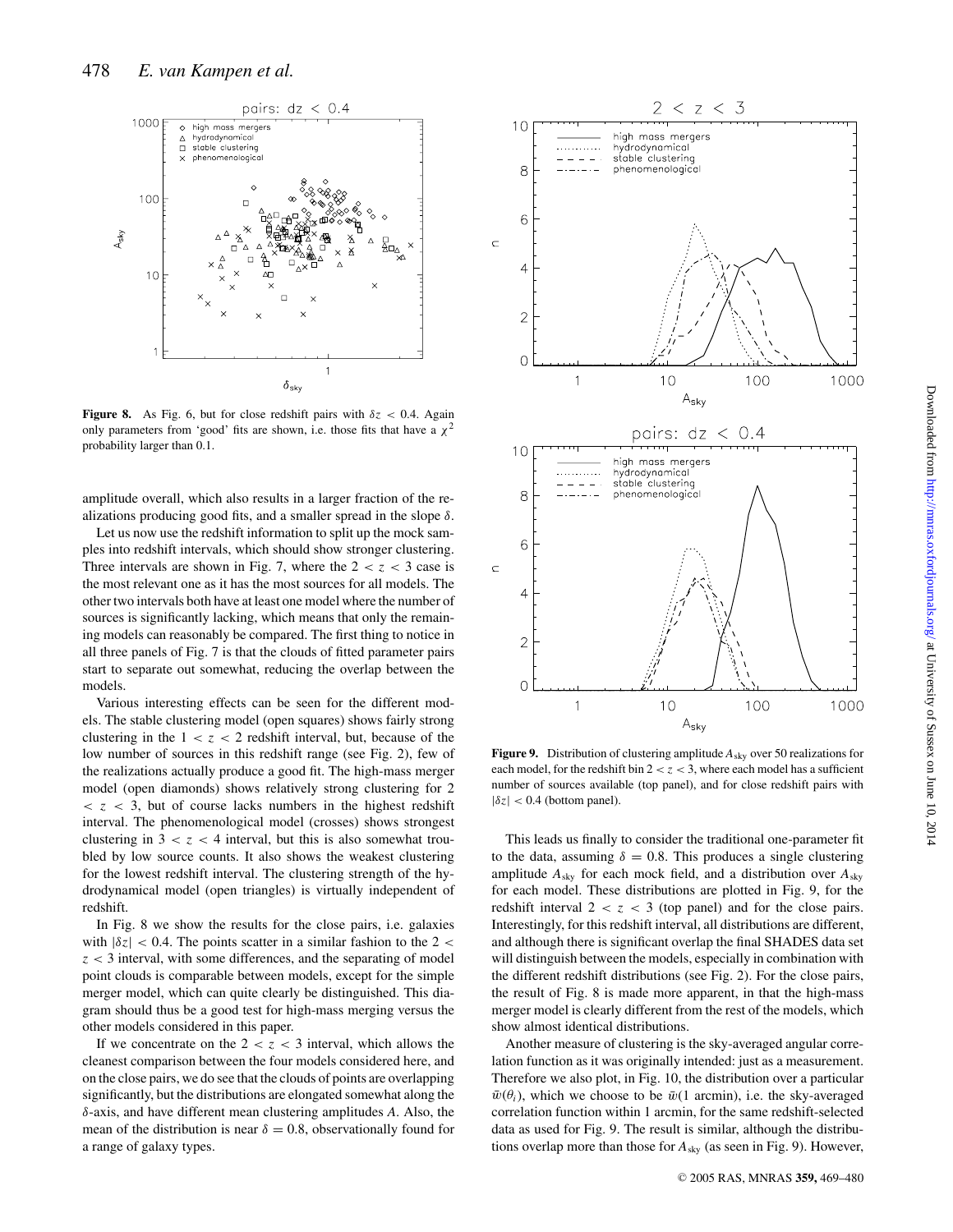**Figure 8.** As Fig. 6, but for close redshift pairs with $\delta z < 0.4$. Again only parameters from 'good' fits are shown, i.e. those fits that have a $\chi^2$ probability larger than 0.1.

amplitude overall, which also results in a larger fraction of the realizations producing good fits, and a smaller spread in the slope $\delta$.

Let us now use the redshift information to split up the mock samples into redshift intervals, which should show stronger clustering. Three intervals are shown in Fig. 7, where the $2 < z < 3$ case is the most relevant one as it has the most sources for all models. The other two intervals both have at least one model where the number of sources is significantly lacking, which means that only the remaining models can reasonably be compared. The first thing to notice in all three panels of Fig. 7 is that the clouds of fitted parameter pairs start to separate out somewhat, reducing the overlap between the models.

Various interesting effects can be seen for the different models. The stable clustering model (open squares) shows fairly strong clustering in the $1 < z < 2$ redshift interval, but, because of the low number of sources in this redshift range (see Fig. 2), few of the realizations actually produce a good fit. The high-mass merger model (open diamonds) shows relatively strong clustering for $2 < z < 3$, but of course lacks numbers in the highest redshift interval. The phenomenological model (crosses) shows strongest clustering in $3 < z < 4$ interval, but this is also somewhat troubled by low source counts. It also shows the weakest clustering for the lowest redshift interval. The clustering strength of the hydrodynamical model (open triangles) is virtually independent of redshift.

In Fig. 8 we show the results for the close pairs, i.e. galaxies with $|\delta z| < 0.4$. The points scatter in a similar fashion to the $2 < z < 3$ interval, with some differences, and the separating of model point clouds is comparable between models, except for the simple merger model, which can quite clearly be distinguished. This diagram should thus be a good test for high-mass merging versus the other models considered in this paper.

If we concentrate on the $2 < z < 3$ interval, which allows the cleanest comparison between the four models considered here, and on the close pairs, we do see that the clouds of points are overlapping significantly, but the distributions are elongated somewhat along the $\delta$-axis, and have different mean clustering amplitudes $A$. Also, the mean of the distribution is near $\delta = 0.8$, observationally found for a range of galaxy types.

**Figure 9.** Distribution of clustering amplitude $A_{\rm sky}$ over 50 realizations for each model, for the redshift bin $2 < z < 3$, where each model has a sufficient number of sources available (top panel), and for close redshift pairs with $|\delta z| < 0.4$ (bottom panel).

This leads us finally to consider the traditional one-parameter fit to the data, assuming $\delta = 0.8$. This produces a single clustering amplitude $A_{\rm sky}$ for each mock field, and a distribution over $A_{\rm sky}$ for each model. These distributions are plotted in Fig. 9, for the redshift interval $2 < z < 3$ (top panel) and for the close pairs. Interestingly, for this redshift interval, all distributions are different, and although there is significant overlap the final SHADES data set will distinguish between the models, especially in combination with the different redshift distributions (see Fig. 2). For the close pairs, the result of Fig. 8 is made more apparent, in that the high-mass merger model is clearly different from the rest of the models, which show almost identical distributions.

Another measure of clustering is the sky-averaged angular correlation function as it was originally intended: just as a measurement. Therefore we also plot, in Fig. 10, the distribution over a particular $\bar{w}(\theta_i)$, which we choose to be $\bar{w}(1\ \text{arcmin})$, i.e. the sky-averaged correlation function within 1 arcmin, for the same redshift-selected data as used for Fig. 9. The result is similar, although the distributions overlap more than those for $A_{\rm sky}$ (as seen in Fig. 9). However,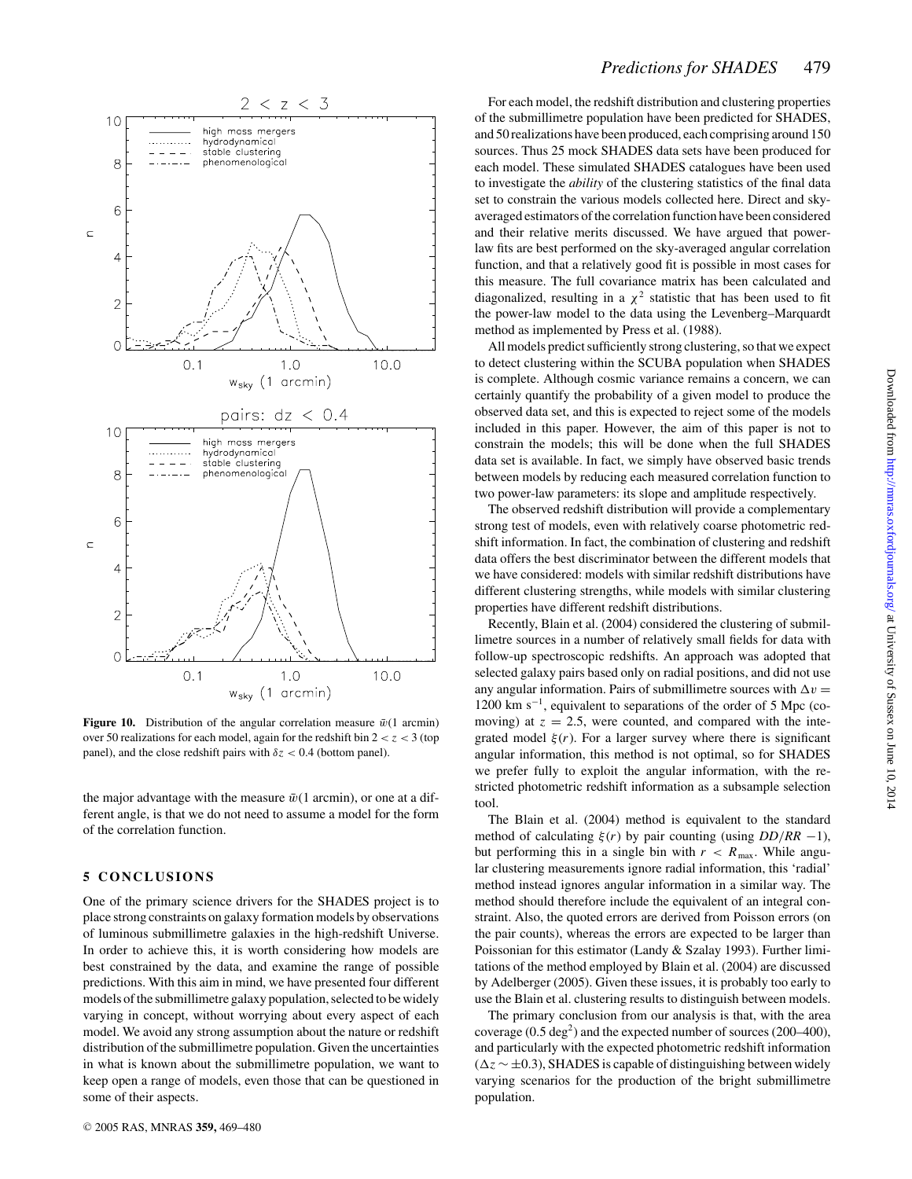**Figure 10.** Distribution of the angular correlation measure $\bar{w}$(1 arcmin) over 50 realizations for each model, again for the redshift bin $2 < z < 3$ (top panel), and the close redshift pairs with $\delta z < 0.4$ (bottom panel).

the major advantage with the measure $\bar{w}$(1 arcmin), or one at a different angle, is that we do not need to assume a model for the form of the correlation function.

## 5 CONCLUSIONS

One of the primary science drivers for the SHADES project is to place strong constraints on galaxy formation models by observations of luminous submillimetre galaxies in the high-redshift Universe. In order to achieve this, it is worth considering how models are best constrained by the data, and examine the range of possible predictions. With this aim in mind, we have presented four different models of the submillimetre galaxy population, selected to be widely varying in concept, without worrying about every aspect of each model. We avoid any strong assumption about the nature or redshift distribution of the submillimetre population. Given the uncertainties in what is known about the submillimetre population, we want to keep open a range of models, even those that can be questioned in some of their aspects.

For each model, the redshift distribution and clustering properties of the submillimetre population have been predicted for SHADES, and 50 realizations have been produced, each comprising around 150 sources. Thus 25 mock SHADES data sets have been produced for each model. These simulated SHADES catalogues have been used to investigate the *ability* of the clustering statistics of the final data set to constrain the various models collected here. Direct and sky-averaged estimators of the correlation function have been considered and their relative merits discussed. We have argued that power-law fits are best performed on the sky-averaged angular correlation function, and that a relatively good fit is possible in most cases for this measure. The full covariance matrix has been calculated and diagonalized, resulting in a $\chi^2$ statistic that has been used to fit the power-law model to the data using the Levenberg–Marquardt method as implemented by Press et al. (1988).

All models predict sufficiently strong clustering, so that we expect to detect clustering within the SCUBA population when SHADES is complete. Although cosmic variance remains a concern, we can certainly quantify the probability of a given model to produce the observed data set, and this is expected to reject some of the models included in this paper. However, the aim of this paper is not to constrain the models; this will be done when the full SHADES data set is available. In fact, we simply have observed basic trends between models by reducing each measured correlation function to two power-law parameters: its slope and amplitude respectively.

The observed redshift distribution will provide a complementary strong test of models, even with relatively coarse photometric redshift information. In fact, the combination of clustering and redshift data offers the best discriminator between the different models that we have considered: models with similar redshift distributions have different clustering strengths, while models with similar clustering properties have different redshift distributions.

Recently, Blain et al. (2004) considered the clustering of submillimetre sources in a number of relatively small fields for data with follow-up spectroscopic redshifts. An approach was adopted that selected galaxy pairs based only on radial positions, and did not use any angular information. Pairs of submillimetre sources with $\Delta v = 1200$ km s$^{-1}$, equivalent to separations of the order of 5 Mpc (comoving) at $z = 2.5$, were counted, and compared with the integrated model $\xi(r)$. For a larger survey where there is significant angular information, this method is not optimal, so for SHADES we prefer fully to exploit the angular information, with the restricted photometric redshift information as a subsample selection tool.

The Blain et al. (2004) method is equivalent to the standard method of calculating $\xi(r)$ by pair counting (using $DD/RR - 1$), but performing this in a single bin with $r < R_{\max}$. While angular clustering measurements ignore radial information, this 'radial' method instead ignores angular information in a similar way. The method should therefore include the equivalent of an integral constraint. Also, the quoted errors are derived from Poisson errors (on the pair counts), whereas the errors are expected to be larger than Poissonian for this estimator (Landy & Szalay 1993). Further limitations of the method employed by Blain et al. (2004) are discussed by Adelberger (2005). Given these issues, it is probably too early to use the Blain et al. clustering results to distinguish between models.

The primary conclusion from our analysis is that, with the area coverage (0.5 deg$^2$) and the expected number of sources (200–400), and particularly with the expected photometric redshift information ($\Delta z \sim \pm 0.3$), SHADES is capable of distinguishing between widely varying scenarios for the production of the bright submillimetre population.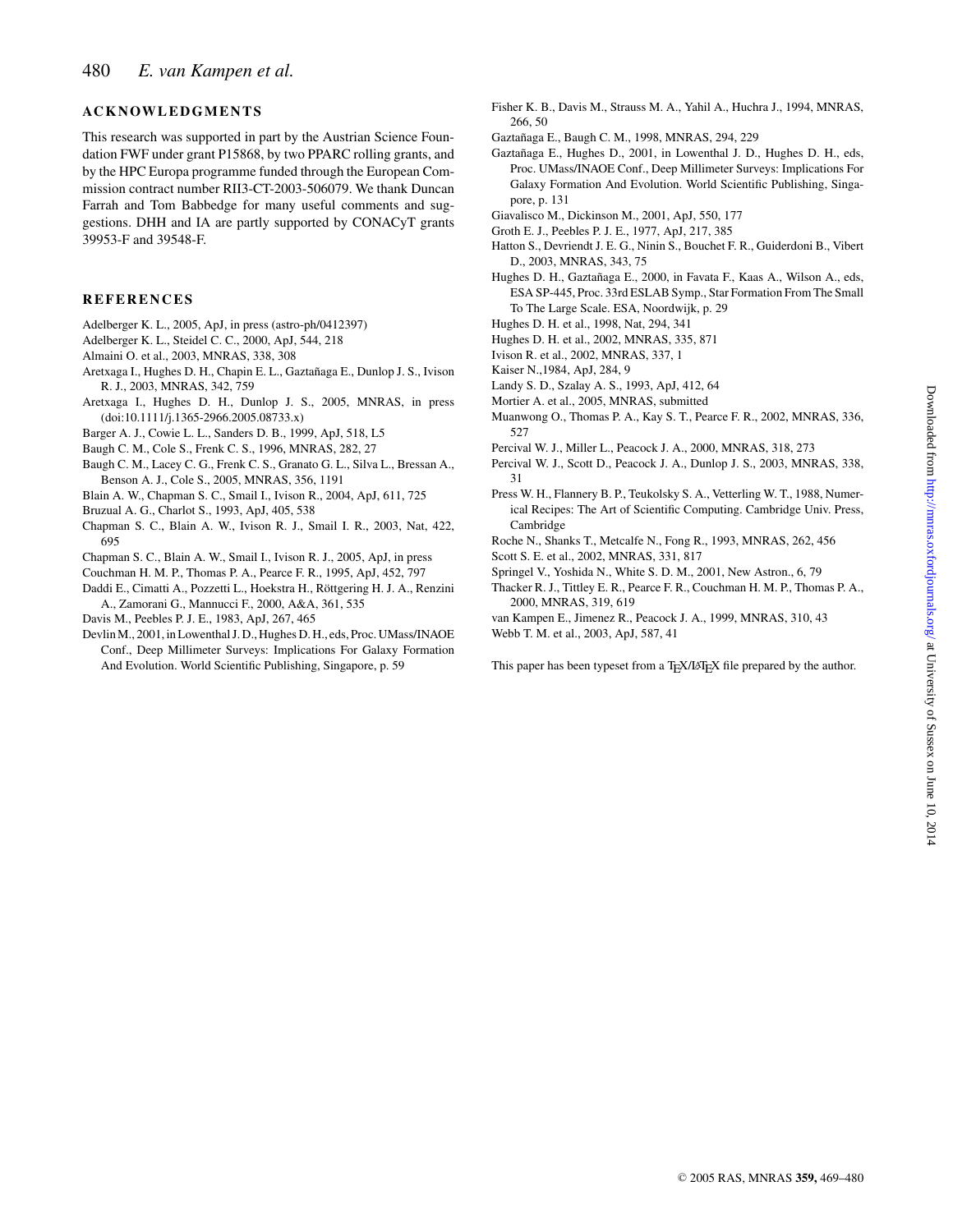## ACKNOWLEDGMENTS

This research was supported in part by the Austrian Science Foundation FWF under grant P15868, by two PPARC rolling grants, and by the HPC Europa programme funded through the European Commission contract number RII3-CT-2003-506079. We thank Duncan Farrah and Tom Babbedge for many useful comments and suggestions. DHH and IA are partly supported by CONACyT grants 39953-F and 39548-F.

## REFERENCES

Adelberger K. L., 2005, ApJ, in press (astro-ph/0412397)
Adelberger K. L., Steidel C. C., 2000, ApJ, 544, 218
Almaini O. et al., 2003, MNRAS, 338, 308
Aretxaga I., Hughes D. H., Chapin E. L., Gaztañaga E., Dunlop J. S., Ivison R. J., 2003, MNRAS, 342, 759
Aretxaga I., Hughes D. H., Dunlop J. S., 2005, MNRAS, in press (doi:10.1111/j.1365-2966.2005.08733.x)
Barger A. J., Cowie L. L., Sanders D. B., 1999, ApJ, 518, L5
Baugh C. M., Cole S., Frenk C. S., 1996, MNRAS, 282, 27
Baugh C. M., Lacey C. G., Frenk C. S., Granato G. L., Silva L., Bressan A., Benson A. J., Cole S., 2005, MNRAS, 356, 1191
Blain A. W., Chapman S. C., Smail I., Ivison R., 2004, ApJ, 611, 725
Bruzual A. G., Charlot S., 1993, ApJ, 405, 538
Chapman S. C., Blain A. W., Ivison R. J., Smail I. R., 2003, Nat, 422, 695
Chapman S. C., Blain A. W., Smail I., Ivison R. J., 2005, ApJ, in press
Couchman H. M. P., Thomas P. A., Pearce F. R., 1995, ApJ, 452, 797
Daddi E., Cimatti A., Pozzetti L., Hoekstra H., Röttgering H. J. A., Renzini A., Zamorani G., Mannucci F., 2000, A&A, 361, 535
Davis M., Peebles P. J. E., 1983, ApJ, 267, 465
Devlin M., 2001, in Lowenthal J. D., Hughes D. H., eds, Proc. UMass/INAOE Conf., Deep Millimeter Surveys: Implications For Galaxy Formation And Evolution. World Scientific Publishing, Singapore, p. 59
Fisher K. B., Davis M., Strauss M. A., Yahil A., Huchra J., 1994, MNRAS, 266, 50
Gaztañaga E., Baugh C. M., 1998, MNRAS, 294, 229
Gaztañaga E., Hughes D., 2001, in Lowenthal J. D., Hughes D. H., eds, Proc. UMass/INAOE Conf., Deep Millimeter Surveys: Implications For Galaxy Formation And Evolution. World Scientific Publishing, Singapore, p. 131
Giavalisco M., Dickinson M., 2001, ApJ, 550, 177
Groth E. J., Peebles P. J. E., 1977, ApJ, 217, 385
Hatton S., Devriendt J. E. G., Ninin S., Bouchet F. R., Guiderdoni B., Vibert D., 2003, MNRAS, 343, 75
Hughes D. H., Gaztañaga E., 2000, in Favata F., Kaas A., Wilson A., eds, ESA SP-445, Proc. 33rd ESLAB Symp., Star Formation From The Small To The Large Scale. ESA, Noordwijk, p. 29
Hughes D. H. et al., 1998, Nat, 294, 341
Hughes D. H. et al., 2002, MNRAS, 335, 871
Ivison R. et al., 2002, MNRAS, 337, 1
Kaiser N.,1984, ApJ, 284, 9
Landy S. D., Szalay A. S., 1993, ApJ, 412, 64
Mortier A. et al., 2005, MNRAS, submitted
Muanwong O., Thomas P. A., Kay S. T., Pearce F. R., 2002, MNRAS, 336, 527
Percival W. J., Miller L., Peacock J. A., 2000, MNRAS, 318, 273
Percival W. J., Scott D., Peacock J. A., Dunlop J. S., 2003, MNRAS, 338, 31
Press W. H., Flannery B. P., Teukolsky S. A., Vetterling W. T., 1988, Numerical Recipes: The Art of Scientific Computing. Cambridge Univ. Press, Cambridge
Roche N., Shanks T., Metcalfe N., Fong R., 1993, MNRAS, 262, 456
Scott S. E. et al., 2002, MNRAS, 331, 817
Springel V., Yoshida N., White S. D. M., 2001, New Astron., 6, 79
Thacker R. J., Tittley E. R., Pearce F. R., Couchman H. M. P., Thomas P. A., 2000, MNRAS, 319, 619
van Kampen E., Jimenez R., Peacock J. A., 1999, MNRAS, 310, 43
Webb T. M. et al., 2003, ApJ, 587, 41

This paper has been typeset from a TEX/LATEX file prepared by the author.